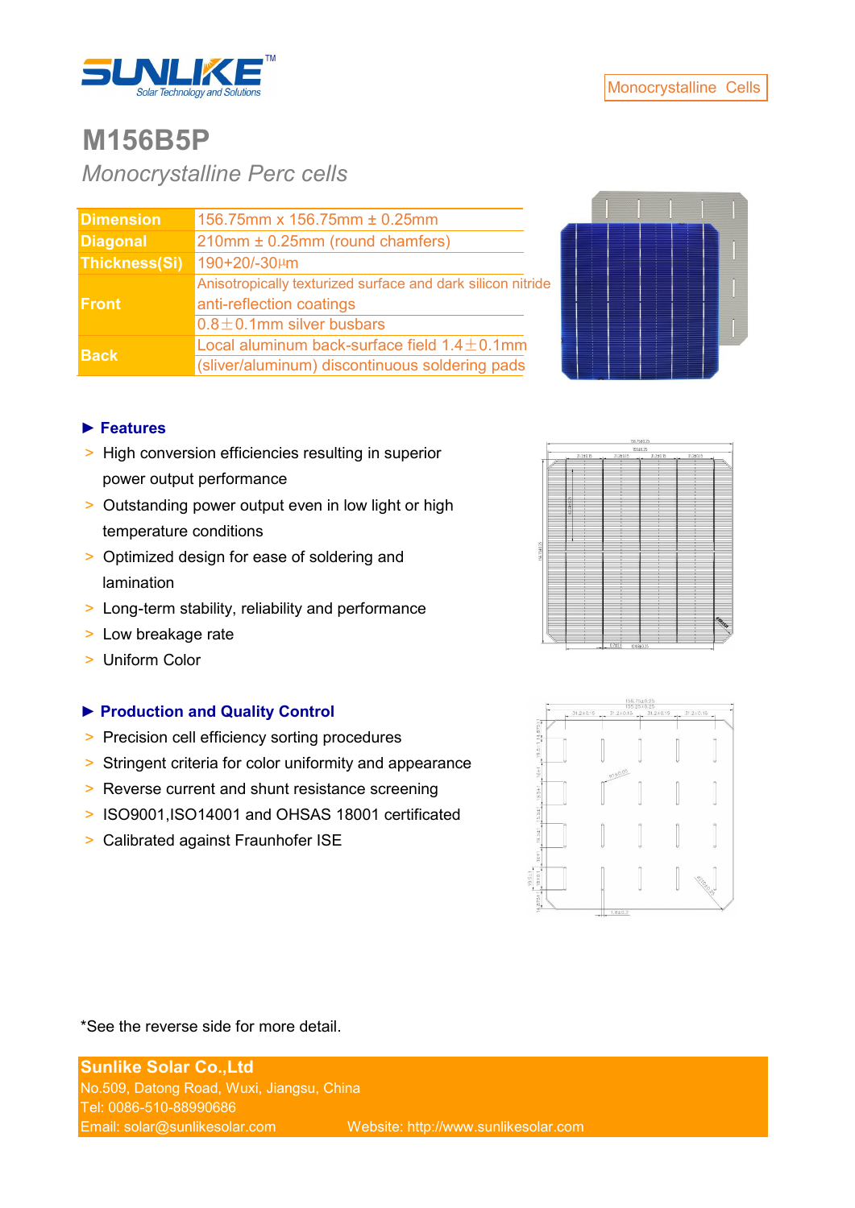SUNLIKE™
Solar Technology and Solutions

Monocrystalline Cells

# M156B5P

*Monocrystalline Perc cells*

| | |
|---|---|
| **Dimension** | 156.75mm x 156.75mm ± 0.25mm |
| **Diagonal** | 210mm ± 0.25mm (round chamfers) |
| **Thickness(Si)** | 190+20/-30μm |
| **Front** | Anisotropically texturized surface and dark silicon nitride anti-reflection coatings<br>0.8±0.1mm silver busbars |
| **Back** | Local aluminum back-surface field 1.4±0.1mm<br>(sliver/aluminum) discontinuous soldering pads |

## ► Features

> High conversion efficiencies resulting in superior power output performance
> Outstanding power output even in low light or high temperature conditions
> Optimized design for ease of soldering and lamination
> Long-term stability, reliability and performance
> Low breakage rate
> Uniform Color

## ► Production and Quality Control

> Precision cell efficiency sorting procedures
> Stringent criteria for color uniformity and appearance
> Reverse current and shunt resistance screening
> ISO9001,ISO14001 and OHSAS 18001 certificated
> Calibrated against Fraunhofer ISE

*See the reverse side for more detail.

**Sunlike Solar Co.,Ltd**
No.509, Datong Road, Wuxi, Jiangsu, China
Tel: 0086-510-88990686
Email: solar@sunlikesolar.com Website: http://www.sunlikesolar.com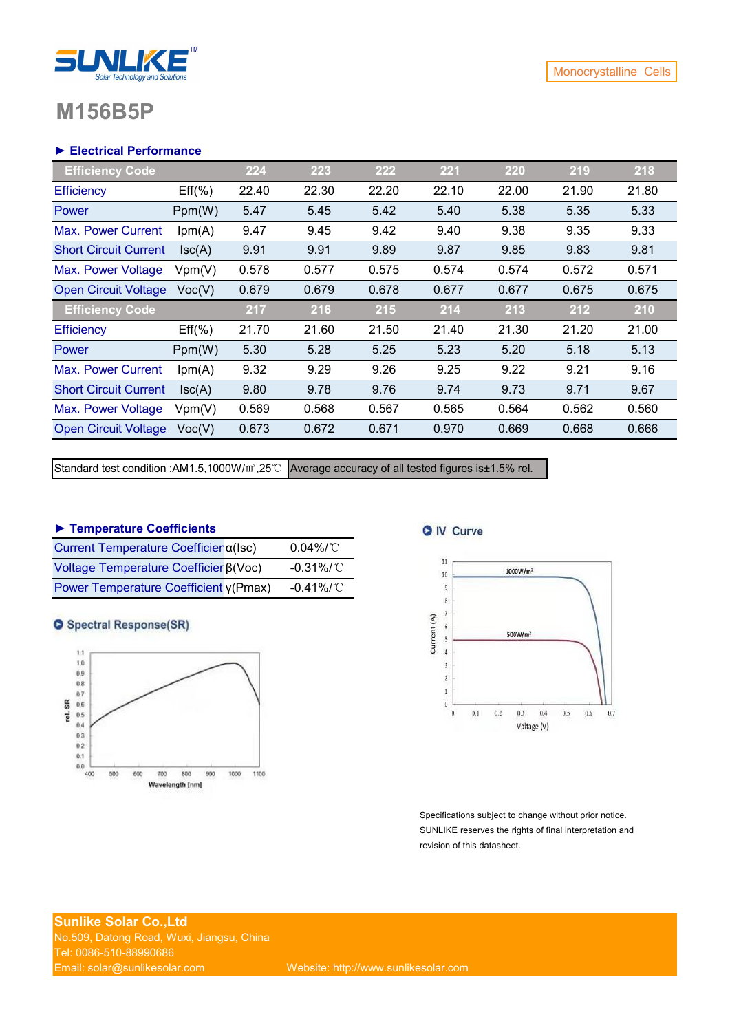SUNLIKE™
Solar Technology and Solutions

Monocrystalline Cells

# M156B5P

## ► Electrical Performance

| Efficiency Code | | 224 | 223 | 222 | 221 | 220 | 219 | 218 |
|---|---|---|---|---|---|---|---|---|
| Efficiency | Eff(%) | 22.40 | 22.30 | 22.20 | 22.10 | 22.00 | 21.90 | 21.80 |
| Power | Ppm(W) | 5.47 | 5.45 | 5.42 | 5.40 | 5.38 | 5.35 | 5.33 |
| Max. Power Current | Ipm(A) | 9.47 | 9.45 | 9.42 | 9.40 | 9.38 | 9.35 | 9.33 |
| Short Circuit Current | Isc(A) | 9.91 | 9.91 | 9.89 | 9.87 | 9.85 | 9.83 | 9.81 |
| Max. Power Voltage | Vpm(V) | 0.578 | 0.577 | 0.575 | 0.574 | 0.574 | 0.572 | 0.571 |
| Open Circuit Voltage | Voc(V) | 0.679 | 0.679 | 0.678 | 0.677 | 0.677 | 0.675 | 0.675 |
| **Efficiency Code** | | **217** | **216** | **215** | **214** | **213** | **212** | **210** |
| Efficiency | Eff(%) | 21.70 | 21.60 | 21.50 | 21.40 | 21.30 | 21.20 | 21.00 |
| Power | Ppm(W) | 5.30 | 5.28 | 5.25 | 5.23 | 5.20 | 5.18 | 5.13 |
| Max. Power Current | Ipm(A) | 9.32 | 9.29 | 9.26 | 9.25 | 9.22 | 9.21 | 9.16 |
| Short Circuit Current | Isc(A) | 9.80 | 9.78 | 9.76 | 9.74 | 9.73 | 9.71 | 9.67 |
| Max. Power Voltage | Vpm(V) | 0.569 | 0.568 | 0.567 | 0.565 | 0.564 | 0.562 | 0.560 |
| Open Circuit Voltage | Voc(V) | 0.673 | 0.672 | 0.671 | 0.970 | 0.669 | 0.668 | 0.666 |

| Standard test condition :AM1.5,1000W/㎡,25℃ | Average accuracy of all tested figures is±1.5% rel. |
|---|---|

## ► Temperature Coefficients

| | | |
|---|---|---|
| Current Temperature Coefficient | α(Isc) | 0.04%/℃ |
| Voltage Temperature Coefficient | β(Voc) | -0.31%/℃ |
| Power Temperature Coefficient | γ(Pmax) | -0.41%/℃ |

### Spectral Response(SR)

rel. SR
1.1
1.0
0.9
0.8
0.7
0.6
0.5
0.4
0.3
0.2
0.1
0.0
400 500 600 700 800 900 1000 1100
Wavelength [nm]

### IV Curve

Current (A)
11
10
9
8
7
6
5
4
3
2
1
0
1000W/m²
500W/m²
0 0.1 0.2 0.3 0.4 0.5 0.6 0.7
Voltage (V)

Specifications subject to change without prior notice.
SUNLIKE reserves the rights of final interpretation and revision of this datasheet.

**Sunlike Solar Co.,Ltd**
No.509, Datong Road, Wuxi, Jiangsu, China
Tel: 0086-510-88990686
Email: solar@sunlikesolar.com Website: http://www.sunlikesolar.com